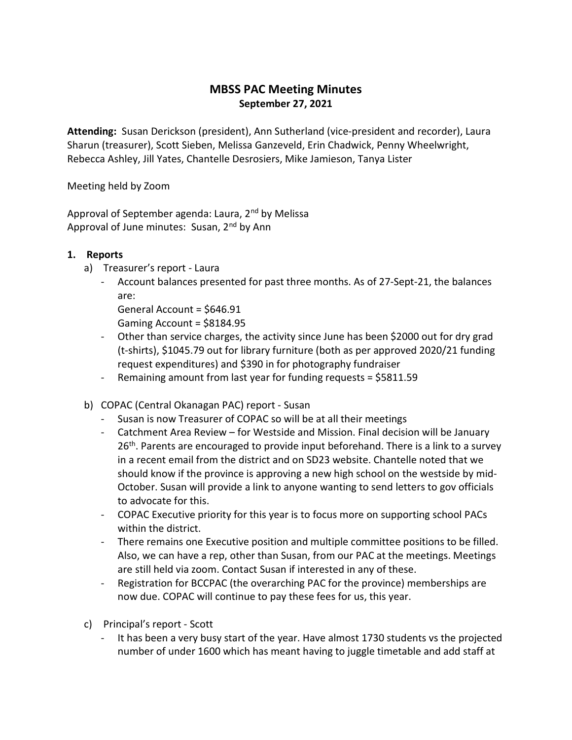# MBSS PAC Meeting Minutes

**September 27, 2021**

**Attending:** Susan Derickson (president), Ann Sutherland (vice-president and recorder), Laura Sharun (treasurer), Scott Sieben, Melissa Ganzeveld, Erin Chadwick, Penny Wheelwright, Rebecca Ashley, Jill Yates, Chantelle Desrosiers, Mike Jamieson, Tanya Lister

Meeting held by Zoom

Approval of September agenda: Laura, 2nd by Melissa
Approval of June minutes: Susan, 2nd by Ann

## 1. Reports

a) Treasurer's report - Laura

- Account balances presented for past three months. As of 27-Sept-21, the balances are:
  General Account = $646.91
  Gaming Account = $8184.95
- Other than service charges, the activity since June has been $2000 out for dry grad (t-shirts), $1045.79 out for library furniture (both as per approved 2020/21 funding request expenditures) and $390 in for photography fundraiser
- Remaining amount from last year for funding requests = $5811.59

b) COPAC (Central Okanagan PAC) report - Susan

- Susan is now Treasurer of COPAC so will be at all their meetings
- Catchment Area Review – for Westside and Mission. Final decision will be January 26th. Parents are encouraged to provide input beforehand. There is a link to a survey in a recent email from the district and on SD23 website. Chantelle noted that we should know if the province is approving a new high school on the westside by mid-October. Susan will provide a link to anyone wanting to send letters to gov officials to advocate for this.
- COPAC Executive priority for this year is to focus more on supporting school PACs within the district.
- There remains one Executive position and multiple committee positions to be filled. Also, we can have a rep, other than Susan, from our PAC at the meetings. Meetings are still held via zoom. Contact Susan if interested in any of these.
- Registration for BCCPAC (the overarching PAC for the province) memberships are now due. COPAC will continue to pay these fees for us, this year.

c) Principal's report - Scott

- It has been a very busy start of the year. Have almost 1730 students vs the projected number of under 1600 which has meant having to juggle timetable and add staff at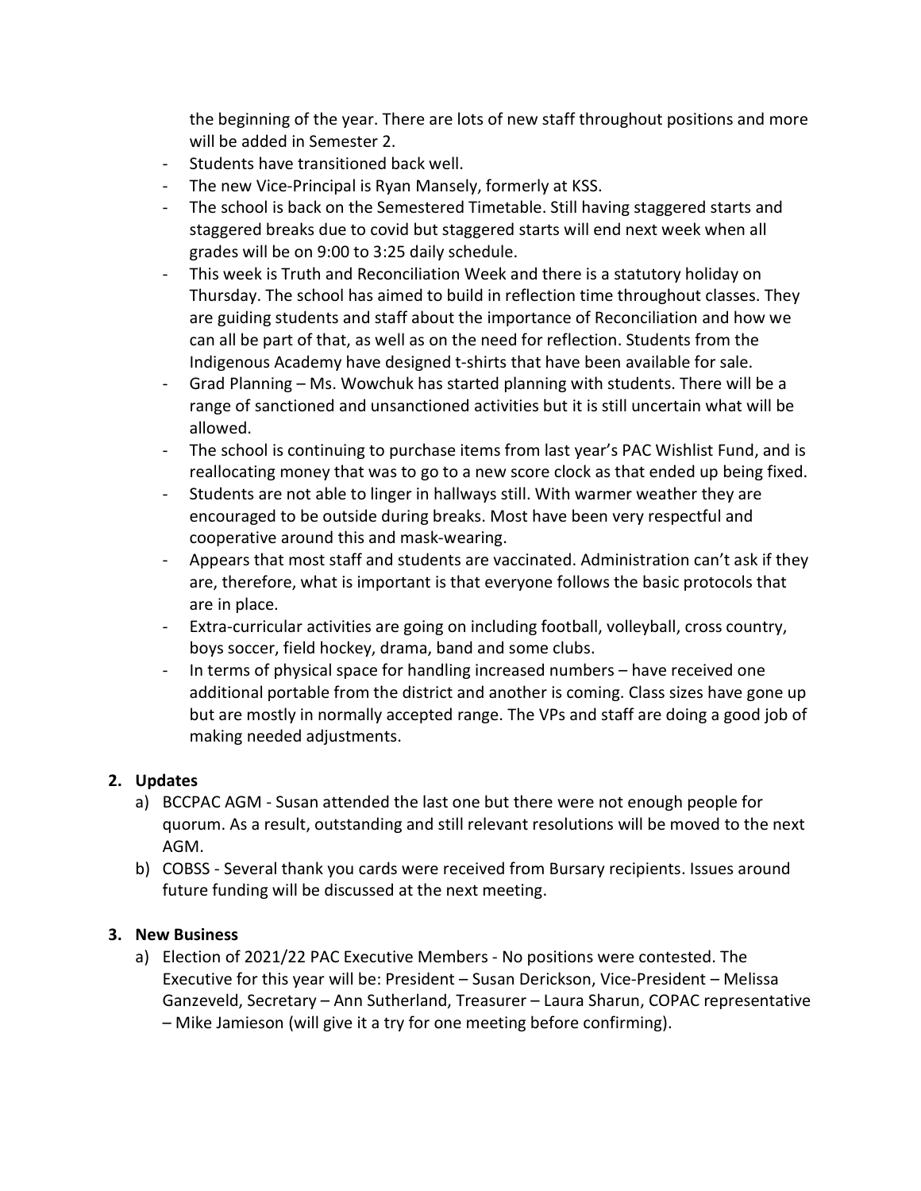the beginning of the year. There are lots of new staff throughout positions and more will be added in Semester 2.

- Students have transitioned back well.
- The new Vice-Principal is Ryan Mansely, formerly at KSS.
- The school is back on the Semestered Timetable. Still having staggered starts and staggered breaks due to covid but staggered starts will end next week when all grades will be on 9:00 to 3:25 daily schedule.
- This week is Truth and Reconciliation Week and there is a statutory holiday on Thursday. The school has aimed to build in reflection time throughout classes. They are guiding students and staff about the importance of Reconciliation and how we can all be part of that, as well as on the need for reflection. Students from the Indigenous Academy have designed t-shirts that have been available for sale.
- Grad Planning – Ms. Wowchuk has started planning with students. There will be a range of sanctioned and unsanctioned activities but it is still uncertain what will be allowed.
- The school is continuing to purchase items from last year's PAC Wishlist Fund, and is reallocating money that was to go to a new score clock as that ended up being fixed.
- Students are not able to linger in hallways still. With warmer weather they are encouraged to be outside during breaks. Most have been very respectful and cooperative around this and mask-wearing.
- Appears that most staff and students are vaccinated. Administration can't ask if they are, therefore, what is important is that everyone follows the basic protocols that are in place.
- Extra-curricular activities are going on including football, volleyball, cross country, boys soccer, field hockey, drama, band and some clubs.
- In terms of physical space for handling increased numbers – have received one additional portable from the district and another is coming. Class sizes have gone up but are mostly in normally accepted range. The VPs and staff are doing a good job of making needed adjustments.

**2. Updates**

a) BCCPAC AGM - Susan attended the last one but there were not enough people for quorum. As a result, outstanding and still relevant resolutions will be moved to the next AGM.

b) COBSS - Several thank you cards were received from Bursary recipients. Issues around future funding will be discussed at the next meeting.

**3. New Business**

a) Election of 2021/22 PAC Executive Members - No positions were contested. The Executive for this year will be: President – Susan Derickson, Vice-President – Melissa Ganzeveld, Secretary – Ann Sutherland, Treasurer – Laura Sharun, COPAC representative – Mike Jamieson (will give it a try for one meeting before confirming).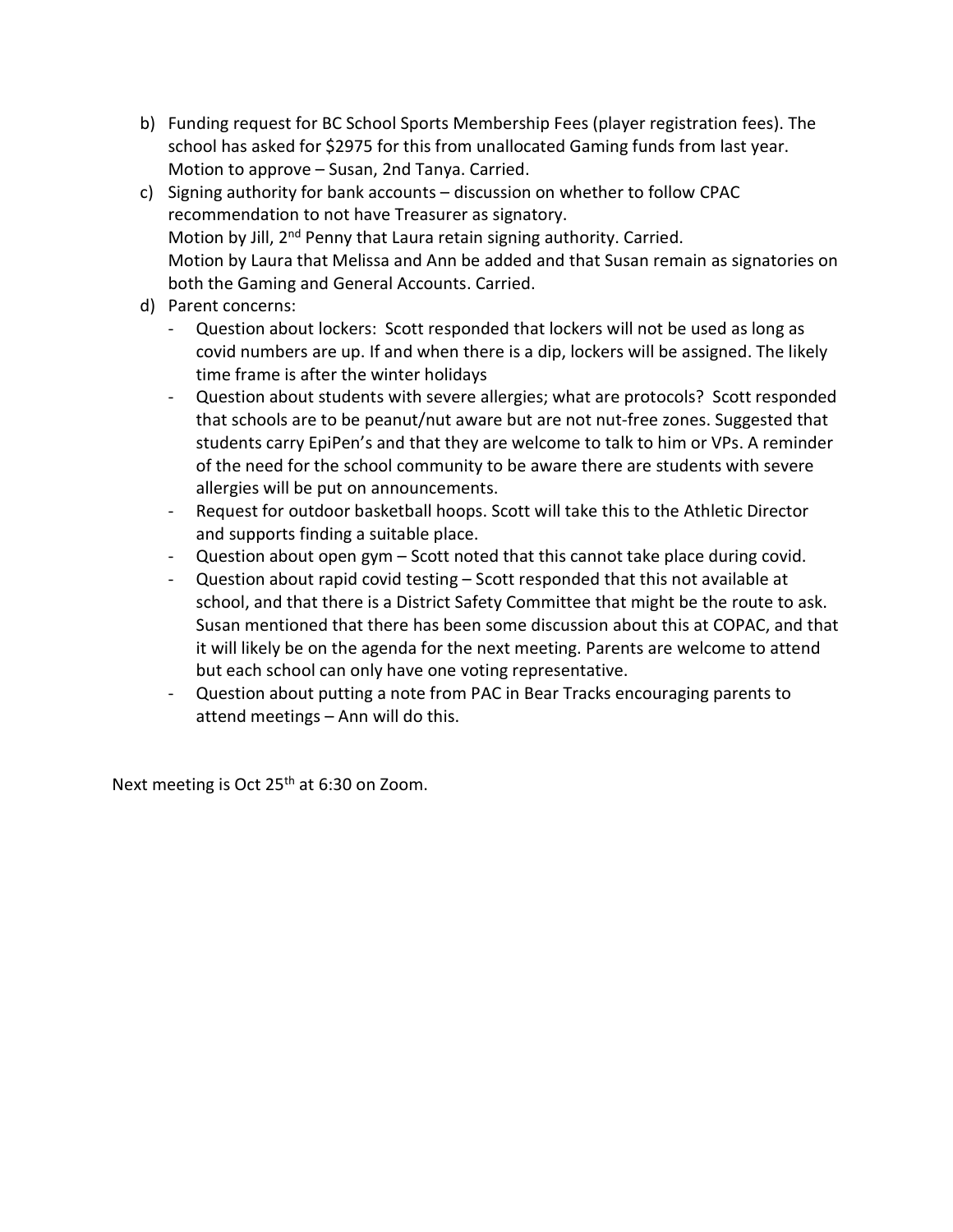b) Funding request for BC School Sports Membership Fees (player registration fees). The school has asked for $2975 for this from unallocated Gaming funds from last year. Motion to approve – Susan, 2nd Tanya. Carried.

c) Signing authority for bank accounts – discussion on whether to follow CPAC recommendation to not have Treasurer as signatory.
Motion by Jill, 2nd Penny that Laura retain signing authority. Carried.
Motion by Laura that Melissa and Ann be added and that Susan remain as signatories on both the Gaming and General Accounts. Carried.

d) Parent concerns:
   - Question about lockers: Scott responded that lockers will not be used as long as covid numbers are up. If and when there is a dip, lockers will be assigned. The likely time frame is after the winter holidays
   - Question about students with severe allergies; what are protocols? Scott responded that schools are to be peanut/nut aware but are not nut-free zones. Suggested that students carry EpiPen's and that they are welcome to talk to him or VPs. A reminder of the need for the school community to be aware there are students with severe allergies will be put on announcements.
   - Request for outdoor basketball hoops. Scott will take this to the Athletic Director and supports finding a suitable place.
   - Question about open gym – Scott noted that this cannot take place during covid.
   - Question about rapid covid testing – Scott responded that this not available at school, and that there is a District Safety Committee that might be the route to ask. Susan mentioned that there has been some discussion about this at COPAC, and that it will likely be on the agenda for the next meeting. Parents are welcome to attend but each school can only have one voting representative.
   - Question about putting a note from PAC in Bear Tracks encouraging parents to attend meetings – Ann will do this.

Next meeting is Oct 25th at 6:30 on Zoom.